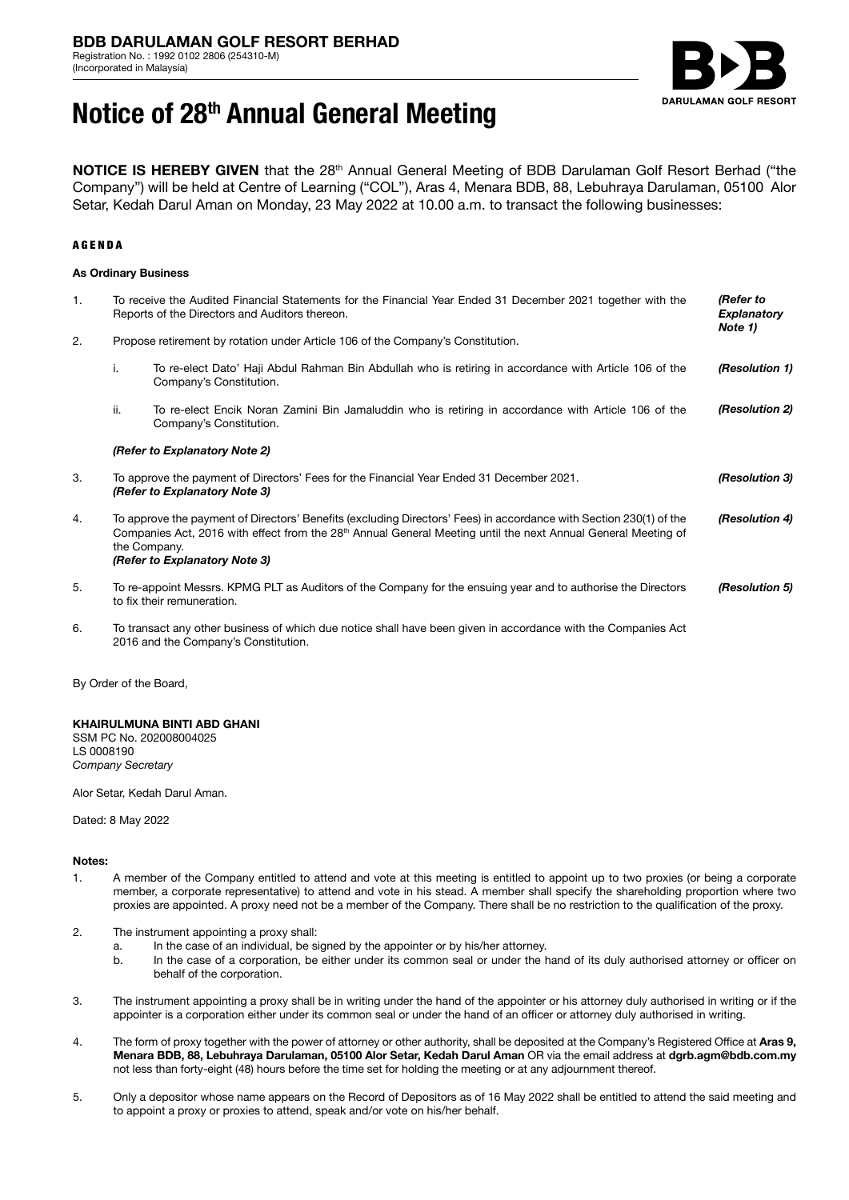**BDB DARULAMAN GOLF RESORT BERHAD**
Registration No. : 1992 0102 2806 (254310-M)
(Incorporated in Malaysia)

# Notice of 28th Annual General Meeting

**NOTICE IS HEREBY GIVEN** that the 28th Annual General Meeting of BDB Darulaman Golf Resort Berhad ("the Company") will be held at Centre of Learning ("COL"), Aras 4, Menara BDB, 88, Lebuhraya Darulaman, 05100 Alor Setar, Kedah Darul Aman on Monday, 23 May 2022 at 10.00 a.m. to transact the following businesses:

## AGENDA

### As Ordinary Business

1. To receive the Audited Financial Statements for the Financial Year Ended 31 December 2021 together with the Reports of the Directors and Auditors thereon. *(Refer to Explanatory Note 1)*

2. Propose retirement by rotation under Article 106 of the Company's Constitution.

   i. To re-elect Dato' Haji Abdul Rahman Bin Abdullah who is retiring in accordance with Article 106 of the Company's Constitution. *(Resolution 1)*

   ii. To re-elect Encik Noran Zamini Bin Jamaluddin who is retiring in accordance with Article 106 of the Company's Constitution. *(Resolution 2)*

   ***(Refer to Explanatory Note 2)***

3. To approve the payment of Directors' Fees for the Financial Year Ended 31 December 2021. *(Resolution 3)*
   ***(Refer to Explanatory Note 3)***

4. To approve the payment of Directors' Benefits (excluding Directors' Fees) in accordance with Section 230(1) of the Companies Act, 2016 with effect from the 28th Annual General Meeting until the next Annual General Meeting of the Company. *(Resolution 4)*
   ***(Refer to Explanatory Note 3)***

5. To re-appoint Messrs. KPMG PLT as Auditors of the Company for the ensuing year and to authorise the Directors to fix their remuneration. *(Resolution 5)*

6. To transact any other business of which due notice shall have been given in accordance with the Companies Act 2016 and the Company's Constitution.

By Order of the Board,

**KHAIRULMUNA BINTI ABD GHANI**
SSM PC No. 202008004025
LS 0008190
*Company Secretary*

Alor Setar, Kedah Darul Aman.

Dated: 8 May 2022

**Notes:**

1. A member of the Company entitled to attend and vote at this meeting is entitled to appoint up to two proxies (or being a corporate member, a corporate representative) to attend and vote in his stead. A member shall specify the shareholding proportion where two proxies are appointed. A proxy need not be a member of the Company. There shall be no restriction to the qualification of the proxy.

2. The instrument appointing a proxy shall:
   a. In the case of an individual, be signed by the appointer or by his/her attorney.
   b. In the case of a corporation, be either under its common seal or under the hand of its duly authorised attorney or officer on behalf of the corporation.

3. The instrument appointing a proxy shall be in writing under the hand of the appointer or his attorney duly authorised in writing or if the appointer is a corporation either under its common seal or under the hand of an officer or attorney duly authorised in writing.

4. The form of proxy together with the power of attorney or other authority, shall be deposited at the Company's Registered Office at **Aras 9, Menara BDB, 88, Lebuhraya Darulaman, 05100 Alor Setar, Kedah Darul Aman** OR via the email address at **dgrb.agm@bdb.com.my** not less than forty-eight (48) hours before the time set for holding the meeting or at any adjournment thereof.

5. Only a depositor whose name appears on the Record of Depositors as of 16 May 2022 shall be entitled to attend the said meeting and to appoint a proxy or proxies to attend, speak and/or vote on his/her behalf.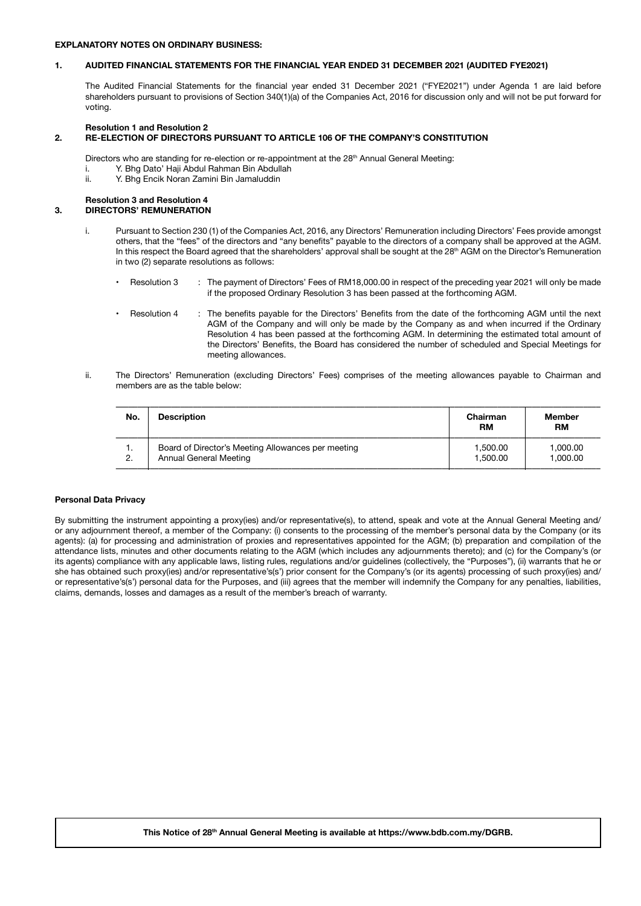**EXPLANATORY NOTES ON ORDINARY BUSINESS:**

**1. AUDITED FINANCIAL STATEMENTS FOR THE FINANCIAL YEAR ENDED 31 DECEMBER 2021 (AUDITED FYE2021)**

The Audited Financial Statements for the financial year ended 31 December 2021 ("FYE2021") under Agenda 1 are laid before shareholders pursuant to provisions of Section 340(1)(a) of the Companies Act, 2016 for discussion only and will not be put forward for voting.

**Resolution 1 and Resolution 2**

**2. RE-ELECTION OF DIRECTORS PURSUANT TO ARTICLE 106 OF THE COMPANY'S CONSTITUTION**

Directors who are standing for re-election or re-appointment at the 28th Annual General Meeting:

i. Y. Bhg Dato' Haji Abdul Rahman Bin Abdullah
ii. Y. Bhg Encik Noran Zamini Bin Jamaluddin

**Resolution 3 and Resolution 4**

**3. DIRECTORS' REMUNERATION**

i. Pursuant to Section 230 (1) of the Companies Act, 2016, any Directors' Remuneration including Directors' Fees provide amongst others, that the "fees" of the directors and "any benefits" payable to the directors of a company shall be approved at the AGM. In this respect the Board agreed that the shareholders' approval shall be sought at the 28th AGM on the Director's Remuneration in two (2) separate resolutions as follows:

- Resolution 3 : The payment of Directors' Fees of RM18,000.00 in respect of the preceding year 2021 will only be made if the proposed Ordinary Resolution 3 has been passed at the forthcoming AGM.
- Resolution 4 : The benefits payable for the Directors' Benefits from the date of the forthcoming AGM until the next AGM of the Company and will only be made by the Company as and when incurred if the Ordinary Resolution 4 has been passed at the forthcoming AGM. In determining the estimated total amount of the Directors' Benefits, the Board has considered the number of scheduled and Special Meetings for meeting allowances.

ii. The Directors' Remuneration (excluding Directors' Fees) comprises of the meeting allowances payable to Chairman and members are as the table below:

| No. | Description | Chairman RM | Member RM |
|---|---|---|---|
| 1. | Board of Director's Meeting Allowances per meeting | 1,500.00 | 1,000.00 |
| 2. | Annual General Meeting | 1,500.00 | 1,000.00 |

**Personal Data Privacy**

By submitting the instrument appointing a proxy(ies) and/or representative(s), to attend, speak and vote at the Annual General Meeting and/or any adjournment thereof, a member of the Company: (i) consents to the processing of the member's personal data by the Company (or its agents): (a) for processing and administration of proxies and representatives appointed for the AGM; (b) preparation and compilation of the attendance lists, minutes and other documents relating to the AGM (which includes any adjournments thereto); and (c) for the Company's (or its agents) compliance with any applicable laws, listing rules, regulations and/or guidelines (collectively, the "Purposes"), (ii) warrants that he or she has obtained such proxy(ies) and/or representative's(s') prior consent for the Company's (or its agents) processing of such proxy(ies) and/or representative's(s') personal data for the Purposes, and (iii) agrees that the member will indemnify the Company for any penalties, liabilities, claims, demands, losses and damages as a result of the member's breach of warranty.

**This Notice of 28th Annual General Meeting is available at https://www.bdb.com.my/DGRB.**